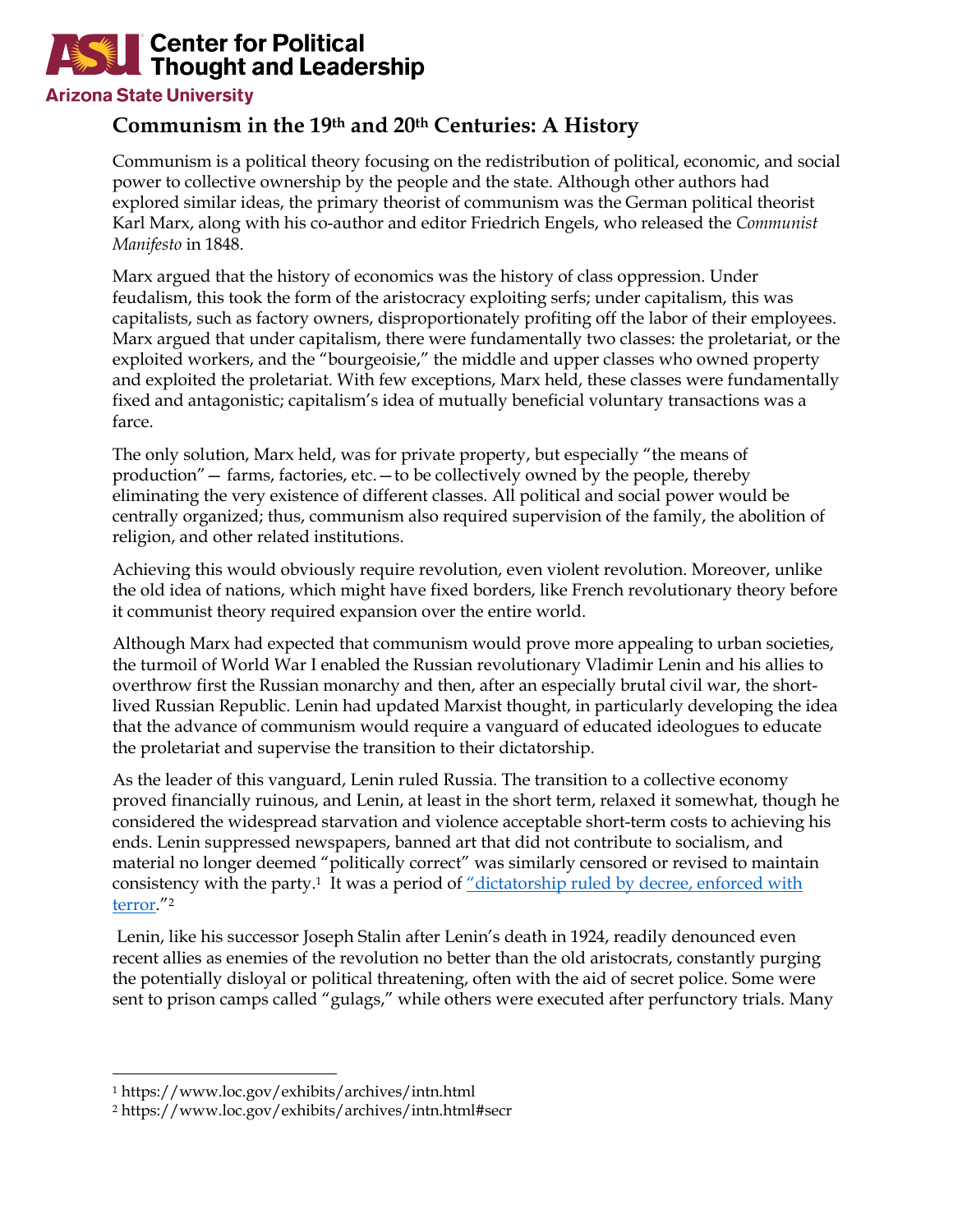ASU Center for Political Thought and Leadership
Arizona State University

# Communism in the 19th and 20th Centuries: A History

Communism is a political theory focusing on the redistribution of political, economic, and social power to collective ownership by the people and the state. Although other authors had explored similar ideas, the primary theorist of communism was the German political theorist Karl Marx, along with his co-author and editor Friedrich Engels, who released the *Communist Manifesto* in 1848.

Marx argued that the history of economics was the history of class oppression. Under feudalism, this took the form of the aristocracy exploiting serfs; under capitalism, this was capitalists, such as factory owners, disproportionately profiting off the labor of their employees. Marx argued that under capitalism, there were fundamentally two classes: the proletariat, or the exploited workers, and the "bourgeoisie," the middle and upper classes who owned property and exploited the proletariat. With few exceptions, Marx held, these classes were fundamentally fixed and antagonistic; capitalism's idea of mutually beneficial voluntary transactions was a farce.

The only solution, Marx held, was for private property, but especially "the means of production"— farms, factories, etc.—to be collectively owned by the people, thereby eliminating the very existence of different classes. All political and social power would be centrally organized; thus, communism also required supervision of the family, the abolition of religion, and other related institutions.

Achieving this would obviously require revolution, even violent revolution. Moreover, unlike the old idea of nations, which might have fixed borders, like French revolutionary theory before it communist theory required expansion over the entire world.

Although Marx had expected that communism would prove more appealing to urban societies, the turmoil of World War I enabled the Russian revolutionary Vladimir Lenin and his allies to overthrow first the Russian monarchy and then, after an especially brutal civil war, the short-lived Russian Republic. Lenin had updated Marxist thought, in particularly developing the idea that the advance of communism would require a vanguard of educated ideologues to educate the proletariat and supervise the transition to their dictatorship.

As the leader of this vanguard, Lenin ruled Russia. The transition to a collective economy proved financially ruinous, and Lenin, at least in the short term, relaxed it somewhat, though he considered the widespread starvation and violence acceptable short-term costs to achieving his ends. Lenin suppressed newspapers, banned art that did not contribute to socialism, and material no longer deemed "politically correct" was similarly censored or revised to maintain consistency with the party.[1] It was a period of "dictatorship ruled by decree, enforced with terror."[2]

Lenin, like his successor Joseph Stalin after Lenin's death in 1924, readily denounced even recent allies as enemies of the revolution no better than the old aristocrats, constantly purging the potentially disloyal or political threatening, often with the aid of secret police. Some were sent to prison camps called "gulags," while others were executed after perfunctory trials. Many

---

[1] https://www.loc.gov/exhibits/archives/intn.html

[2] https://www.loc.gov/exhibits/archives/intn.html#secr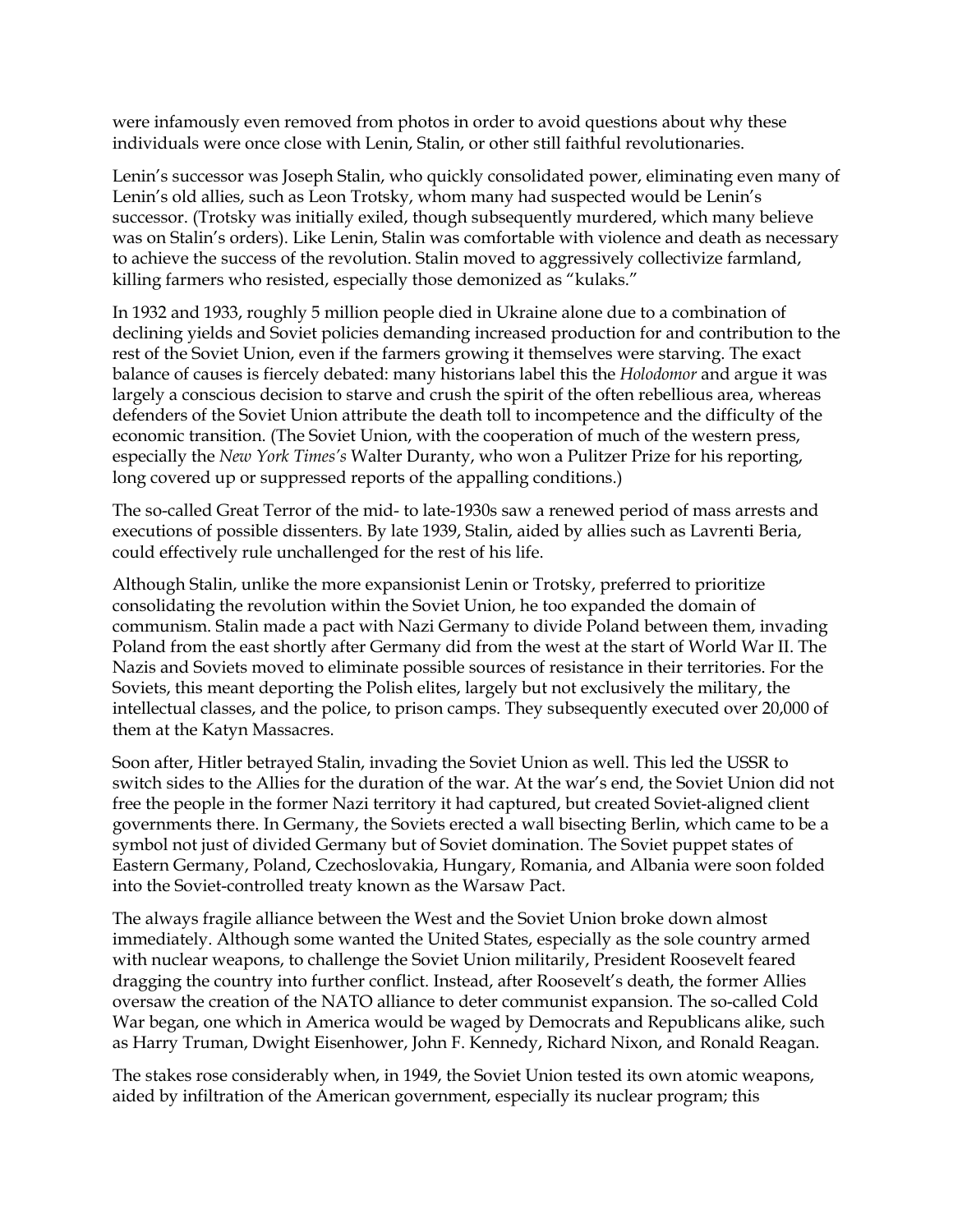were infamously even removed from photos in order to avoid questions about why these individuals were once close with Lenin, Stalin, or other still faithful revolutionaries.

Lenin's successor was Joseph Stalin, who quickly consolidated power, eliminating even many of Lenin's old allies, such as Leon Trotsky, whom many had suspected would be Lenin's successor. (Trotsky was initially exiled, though subsequently murdered, which many believe was on Stalin's orders). Like Lenin, Stalin was comfortable with violence and death as necessary to achieve the success of the revolution. Stalin moved to aggressively collectivize farmland, killing farmers who resisted, especially those demonized as "kulaks."

In 1932 and 1933, roughly 5 million people died in Ukraine alone due to a combination of declining yields and Soviet policies demanding increased production for and contribution to the rest of the Soviet Union, even if the farmers growing it themselves were starving. The exact balance of causes is fiercely debated: many historians label this the *Holodomor* and argue it was largely a conscious decision to starve and crush the spirit of the often rebellious area, whereas defenders of the Soviet Union attribute the death toll to incompetence and the difficulty of the economic transition. (The Soviet Union, with the cooperation of much of the western press, especially the *New York Times's* Walter Duranty, who won a Pulitzer Prize for his reporting, long covered up or suppressed reports of the appalling conditions.)

The so-called Great Terror of the mid- to late-1930s saw a renewed period of mass arrests and executions of possible dissenters. By late 1939, Stalin, aided by allies such as Lavrenti Beria, could effectively rule unchallenged for the rest of his life.

Although Stalin, unlike the more expansionist Lenin or Trotsky, preferred to prioritize consolidating the revolution within the Soviet Union, he too expanded the domain of communism. Stalin made a pact with Nazi Germany to divide Poland between them, invading Poland from the east shortly after Germany did from the west at the start of World War II. The Nazis and Soviets moved to eliminate possible sources of resistance in their territories. For the Soviets, this meant deporting the Polish elites, largely but not exclusively the military, the intellectual classes, and the police, to prison camps. They subsequently executed over 20,000 of them at the Katyn Massacres.

Soon after, Hitler betrayed Stalin, invading the Soviet Union as well. This led the USSR to switch sides to the Allies for the duration of the war. At the war's end, the Soviet Union did not free the people in the former Nazi territory it had captured, but created Soviet-aligned client governments there. In Germany, the Soviets erected a wall bisecting Berlin, which came to be a symbol not just of divided Germany but of Soviet domination. The Soviet puppet states of Eastern Germany, Poland, Czechoslovakia, Hungary, Romania, and Albania were soon folded into the Soviet-controlled treaty known as the Warsaw Pact.

The always fragile alliance between the West and the Soviet Union broke down almost immediately. Although some wanted the United States, especially as the sole country armed with nuclear weapons, to challenge the Soviet Union militarily, President Roosevelt feared dragging the country into further conflict. Instead, after Roosevelt's death, the former Allies oversaw the creation of the NATO alliance to deter communist expansion. The so-called Cold War began, one which in America would be waged by Democrats and Republicans alike, such as Harry Truman, Dwight Eisenhower, John F. Kennedy, Richard Nixon, and Ronald Reagan.

The stakes rose considerably when, in 1949, the Soviet Union tested its own atomic weapons, aided by infiltration of the American government, especially its nuclear program; this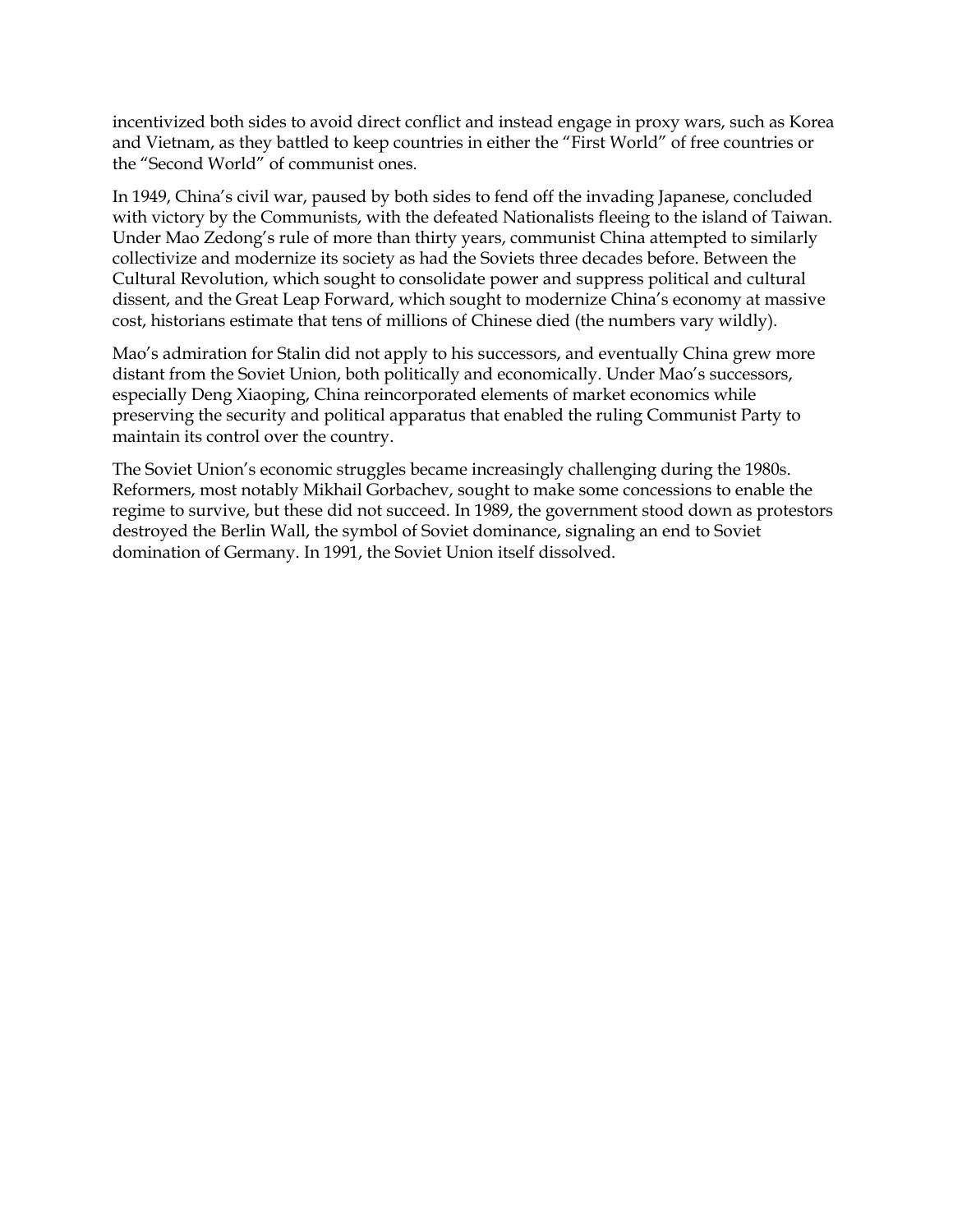incentivized both sides to avoid direct conflict and instead engage in proxy wars, such as Korea and Vietnam, as they battled to keep countries in either the "First World" of free countries or the "Second World" of communist ones.

In 1949, China's civil war, paused by both sides to fend off the invading Japanese, concluded with victory by the Communists, with the defeated Nationalists fleeing to the island of Taiwan. Under Mao Zedong's rule of more than thirty years, communist China attempted to similarly collectivize and modernize its society as had the Soviets three decades before. Between the Cultural Revolution, which sought to consolidate power and suppress political and cultural dissent, and the Great Leap Forward, which sought to modernize China's economy at massive cost, historians estimate that tens of millions of Chinese died (the numbers vary wildly).

Mao's admiration for Stalin did not apply to his successors, and eventually China grew more distant from the Soviet Union, both politically and economically. Under Mao's successors, especially Deng Xiaoping, China reincorporated elements of market economics while preserving the security and political apparatus that enabled the ruling Communist Party to maintain its control over the country.

The Soviet Union's economic struggles became increasingly challenging during the 1980s. Reformers, most notably Mikhail Gorbachev, sought to make some concessions to enable the regime to survive, but these did not succeed. In 1989, the government stood down as protestors destroyed the Berlin Wall, the symbol of Soviet dominance, signaling an end to Soviet domination of Germany. In 1991, the Soviet Union itself dissolved.